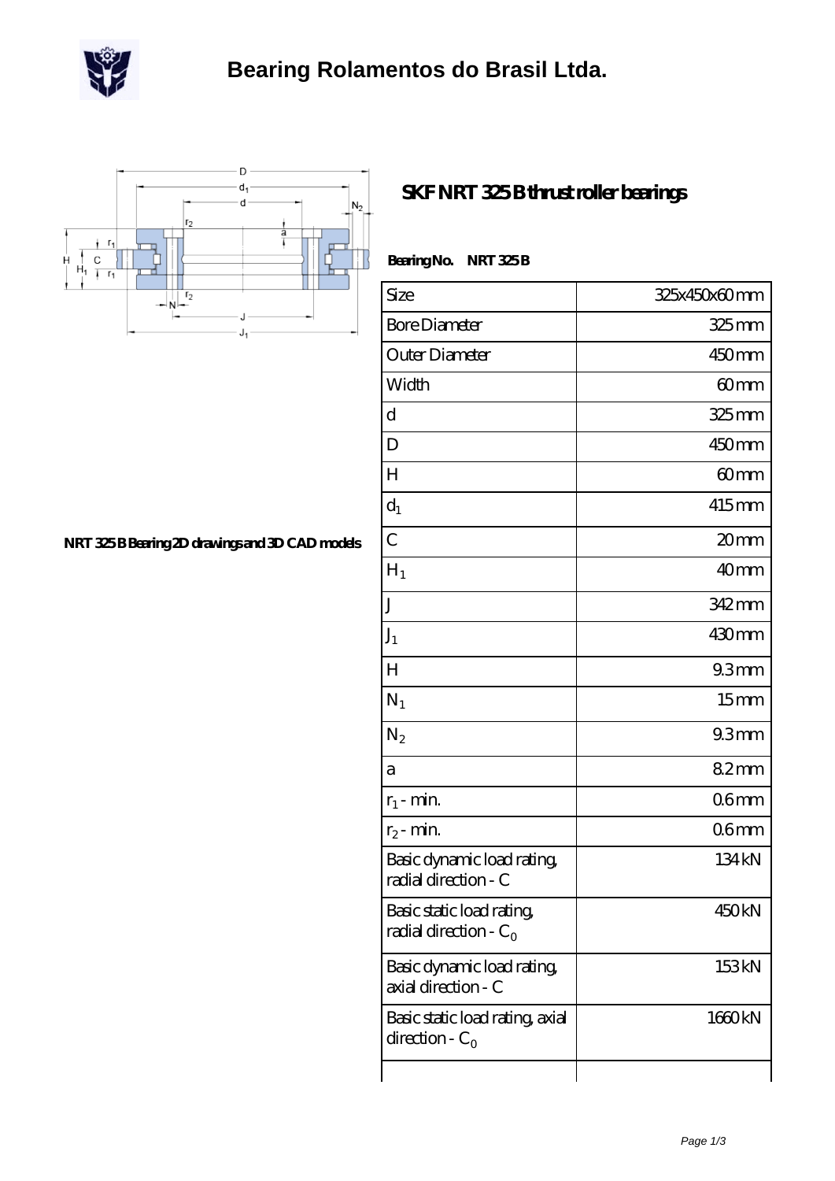# Bearing Rolamentos do Brasil Ltda.

## SKF NRT 325 B thrust roller bearings

NRT 325 B Bearing 2D drawings and 3D CAD models

**Bearing No. NRT 325 B**

| | |
|---|---|
| Size | 325x450x60 mm |
| Bore Diameter | 325 mm |
| Outer Diameter | 450 mm |
| Width | 60 mm |
| d | 325 mm |
| D | 450 mm |
| H | 60 mm |
| $d_1$ | 415 mm |
| C | 20 mm |
| $H_1$ | 40 mm |
| J | 342 mm |
| $J_1$ | 430 mm |
| H | 9.3 mm |
| $N_1$ | 15 mm |
| $N_2$ | 9.3 mm |
| a | 8.2 mm |
| $r_1$ - min. | 0.6 mm |
| $r_2$ - min. | 0.6 mm |
| Basic dynamic load rating, radial direction - C | 134 kN |
| Basic static load rating, radial direction - $C_0$ | 450 kN |
| Basic dynamic load rating, axial direction - C | 153 kN |
| Basic static load rating, axial direction - $C_0$ | 1660 kN |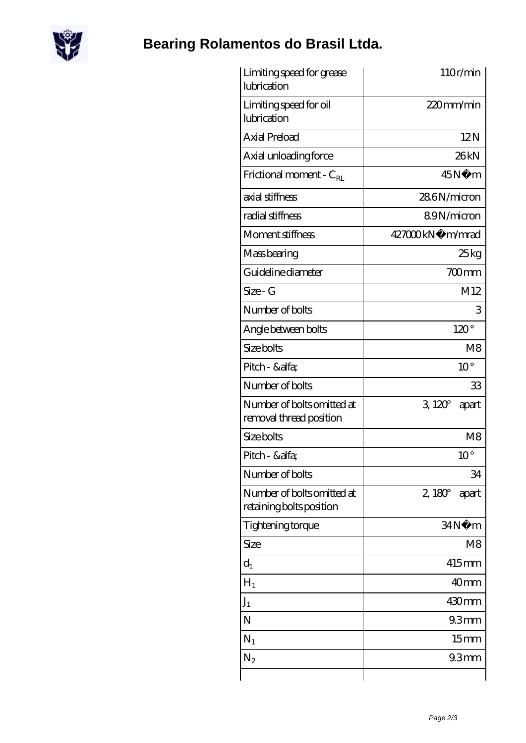# Bearing Rolamentos do Brasil Ltda.

| Limiting speed for grease lubrication | 110 r/min |
| --- | --- |
| Limiting speed for oil lubrication | 220 mm/min |
| Axial Preload | 12 N |
| Axial unloading force | 26 kN |
| Frictional moment - $C_{RL}$ | 45 N�m |
| axial stiffness | 28.6 N/micron |
| radial stiffness | 8.9 N/micron |
| Moment stiffness | 427000 kN�m/mrad |
| Mass bearing | 25 kg |
| Guideline diameter | 700 mm |
| Size - G | M12 |
| Number of bolts | 3 |
| Angle between bolts | 120 ° |
| Size bolts | M8 |
| Pitch - &alfa; | 10 ° |
| Number of bolts | 33 |
| Number of bolts omitted at removal thread position | 3, 120° apart |
| Size bolts | M8 |
| Pitch - &alfa; | 10 ° |
| Number of bolts | 34 |
| Number of bolts omitted at retaining bolts position | 2, 180° apart |
| Tightening torque | 34 N�m |
| Size | M8 |
| $d_1$ | 415 mm |
| $H_1$ | 40 mm |
| $J_1$ | 430 mm |
| N | 9.3 mm |
| $N_1$ | 15 mm |
| $N_2$ | 9.3 mm |
| | |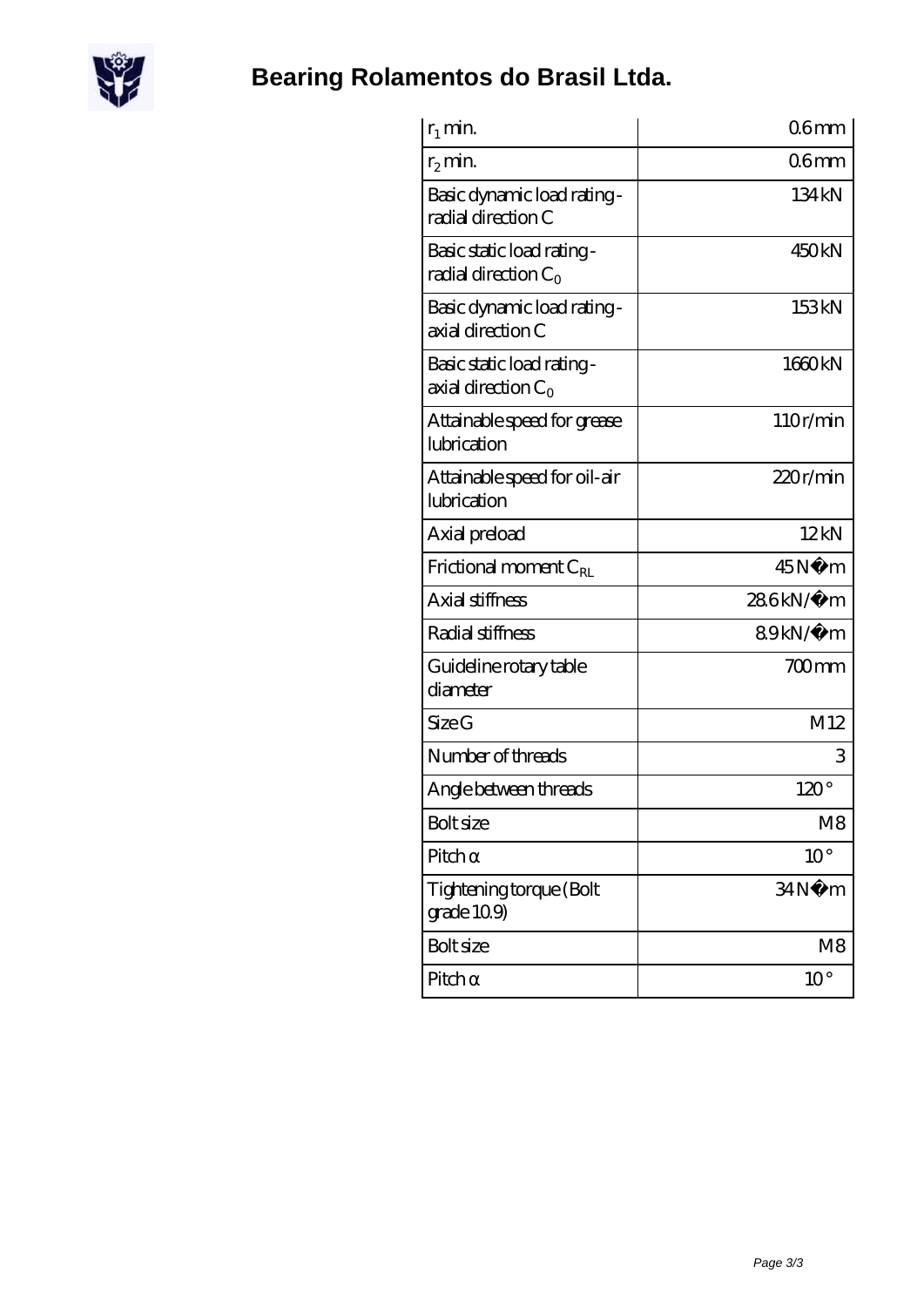# Bearing Rolamentos do Brasil Ltda.

| | |
|---|---|
| $r_1$ min. | 0.6 mm |
| $r_2$ min. | 0.6 mm |
| Basic dynamic load rating - radial direction C | 134 kN |
| Basic static load rating - radial direction $C_0$ | 450 kN |
| Basic dynamic load rating - axial direction C | 153 kN |
| Basic static load rating - axial direction $C_0$ | 1660 kN |
| Attainable speed for grease lubrication | 110 r/min |
| Attainable speed for oil-air lubrication | 220 r/min |
| Axial preload | 12 kN |
| Frictional moment $C_{RL}$ | 45 N·m |
| Axial stiffness | 28.6 kN/µm |
| Radial stiffness | 8.9 kN/µm |
| Guideline rotary table diameter | 700 mm |
| Size G | M12 |
| Number of threads | 3 |
| Angle between threads | 120 ° |
| Bolt size | M8 |
| Pitch α | 10 ° |
| Tightening torque (Bolt grade 10.9) | 34 N·m |
| Bolt size | M8 |
| Pitch α | 10 ° |